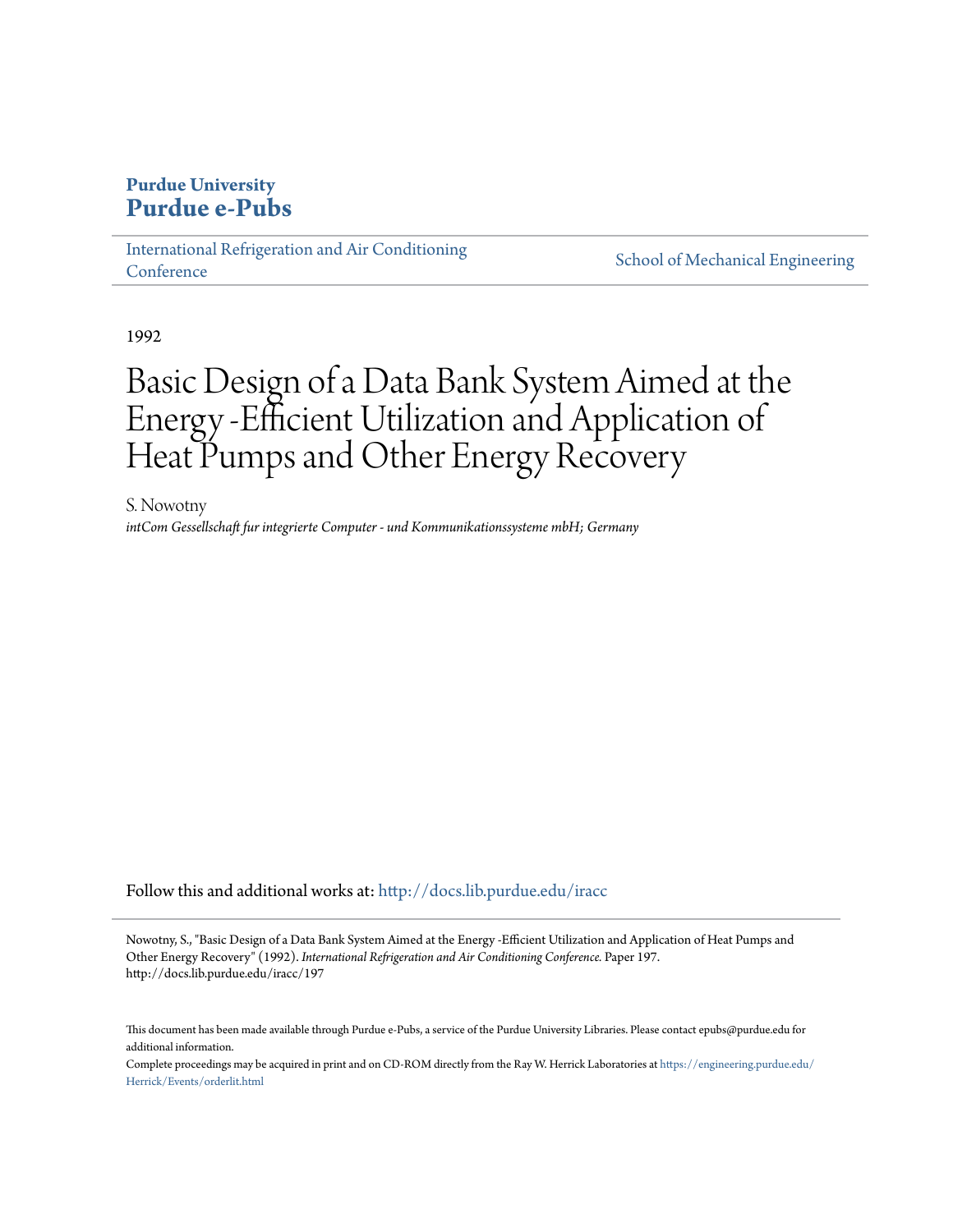**Purdue University**
**Purdue e-Pubs**

International Refrigeration and Air Conditioning Conference | School of Mechanical Engineering

1992

# Basic Design of a Data Bank System Aimed at the Energy -Efficient Utilization and Application of Heat Pumps and Other Energy Recovery

S. Nowotny

*intCom Gessellschaft fur integrierte Computer - und Kommunikationssysteme mbH; Germany*

Follow this and additional works at: http://docs.lib.purdue.edu/iracc

Nowotny, S., "Basic Design of a Data Bank System Aimed at the Energy -Efficient Utilization and Application of Heat Pumps and Other Energy Recovery" (1992). *International Refrigeration and Air Conditioning Conference.* Paper 197.
http://docs.lib.purdue.edu/iracc/197

This document has been made available through Purdue e-Pubs, a service of the Purdue University Libraries. Please contact epubs@purdue.edu for additional information.

Complete proceedings may be acquired in print and on CD-ROM directly from the Ray W. Herrick Laboratories at https://engineering.purdue.edu/Herrick/Events/orderlit.html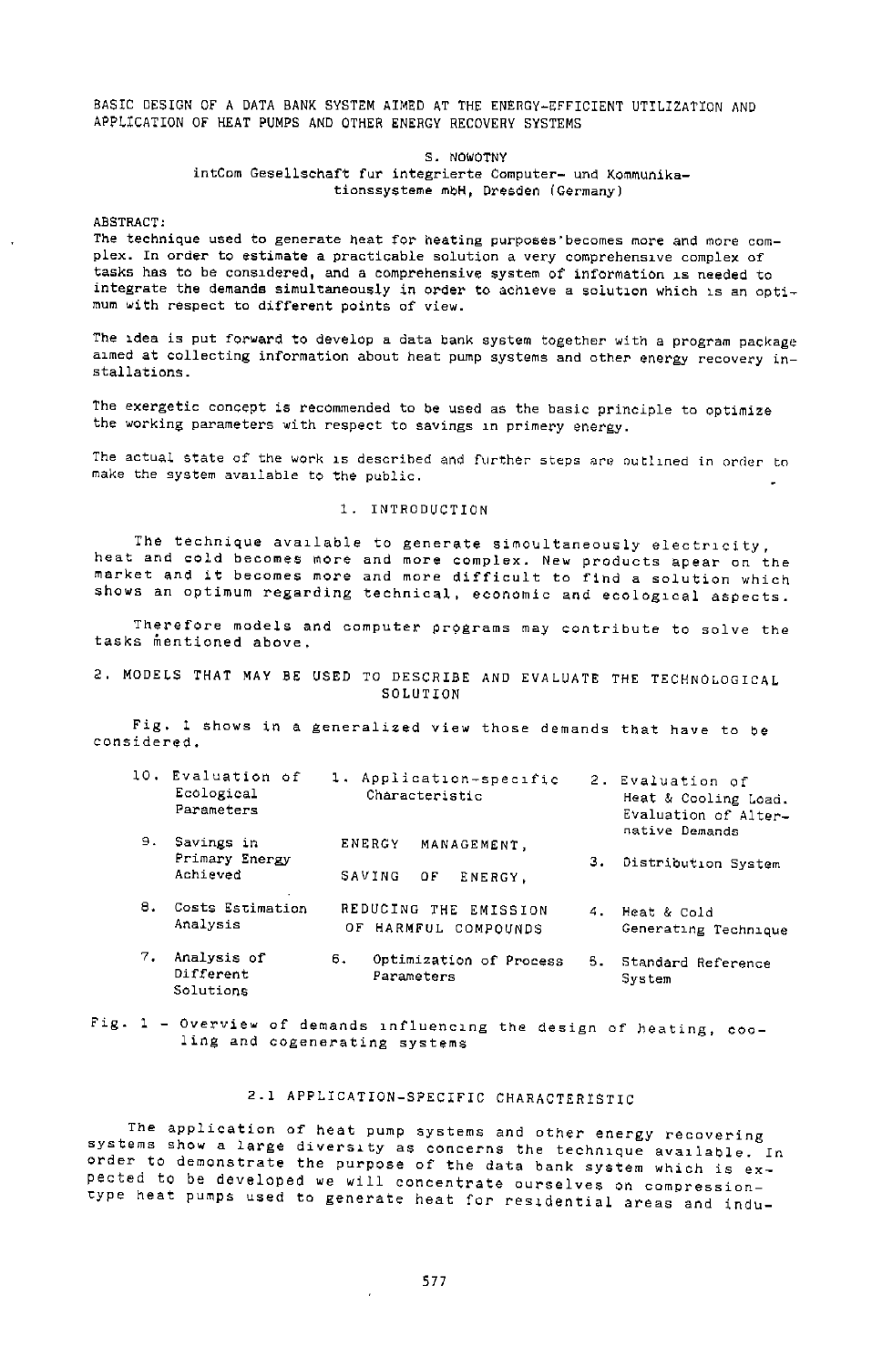BASIC DESIGN OF A DATA BANK SYSTEM AIMED AT THE ENERGY-EFFICIENT UTILIZATION AND APPLICATION OF HEAT PUMPS AND OTHER ENERGY RECOVERY SYSTEMS

S. NOWOTNY
intCom Gesellschaft fur integrierte Computer- und Kommunikationssysteme mbH, Dresden (Germany)

ABSTRACT:
The technique used to generate heat for heating purposes becomes more and more complex. In order to estimate a practicable solution a very comprehensive complex of tasks has to be considered, and a comprehensive system of information is needed to integrate the demands simultaneously in order to achieve a solution which is an optimum with respect to different points of view.

The idea is put forward to develop a data bank system together with a program package aimed at collecting information about heat pump systems and other energy recovery installations.

The exergetic concept is recommended to be used as the basic principle to optimize the working parameters with respect to savings in primery energy.

The actual state of the work is described and further steps are outlined in order to make the system available to the public.

## 1. INTRODUCTION

The technique available to generate simoultaneously electricity, heat and cold becomes more and more complex. New products apear on the market and it becomes more and more difficult to find a solution which shows an optimum regarding technical, economic and ecological aspects.

Therefore models and computer programs may contribute to solve the tasks mentioned above.

## 2. MODELS THAT MAY BE USED TO DESCRIBE AND EVALUATE THE TECHNOLOGICAL SOLUTION

Fig. 1 shows in a generalized view those demands that have to be considered.

| | | |
|---|---|---|
| 10. Evaluation of Ecological Parameters | 1. Application-specific Characteristic | 2. Evaluation of Heat & Cooling Load. Evaluation of Alternative Demands |
| 9. Savings in Primary Energy Achieved | ENERGY MANAGEMENT, SAVING OF ENERGY, | 3. Distribution System |
| 8. Costs Estimation Analysis | REDUCING THE EMISSION OF HARMFUL COMPOUNDS | 4. Heat & Cold Generating Technique |
| 7. Analysis of Different Solutions | 6. Optimization of Process Parameters | 5. Standard Reference System |

Fig. 1 - Overview of demands influencing the design of heating, cooling and cogenerating systems

### 2.1 APPLICATION-SPECIFIC CHARACTERISTIC

The application of heat pump systems and energy recovering systems show a large diversity as concerns the technique available. In order to demonstrate the purpose of the data bank system which is expected to be developed we will concentrate ourselves on compression-type heat pumps used to generate heat for residential areas and indu-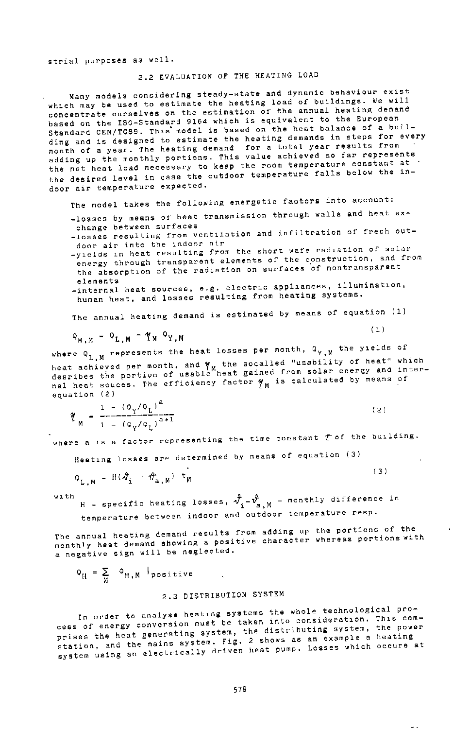strial purposes as well.

## 2.2 EVALUATION OF THE HEATING LOAD

Many models considering steady-state and dynamic behaviour exist which may be used to estimate the heating load of buildings. We will concentrate ourselves on the estimation of the annual heating demand based on the ISO-Standard 9164 which is equivalent to the European Standard CEN/TC89. This model is based on the heat balance of a building and is designed to estimate the heating demands in steps for every month of a year. The heating demand for a total year results from adding up the monthly portions. This value achieved so far represents the net heat load necessary to keep the room temperature constant at the desired level in case the outdoor temperature falls below the indoor air temperature expected.

The model takes the following energetic factors into account:

- losses by means of heat transmission through walls and heat exchange between surfaces
- losses resulting from ventilation and infiltration of fresh outdoor air into the indoor air
- yields in heat resulting from the short wafe radiation of solar energy through transparent elements of the construction, and from the absorption of the radiation on surfaces of nontransparent elements
- internal heat sources, e.g. electric appliances, illumination, human heat, and losses resulting from heating systems.

The annual heating demand is estimated by means of equation (1)

$$Q_{H,M} = Q_{L,M} - \eta_M \, Q_{Y,M} \tag{1}$$

where $Q_{L,M}$ represents the heat losses per month, $Q_{Y,M}$ the yields of heat achieved per month, and $\eta_M$ the socalled "usability of heat" which desribes the portion of usable heat gained from solar energy and internal heat souces. The efficiency factor $\eta_M$ is calculated by means of equation (2)

$$\eta_M = \frac{1 - (Q_Y/Q_L)^a}{1 - (Q_Y/Q_L)^{a+1}} \tag{2}$$

where a is a factor representing the time constant $\tau$ of the building.

Heating losses are determined by means of equation (3)

$$Q_{L,M} = H(\vartheta_i - \vartheta_{a,M}) \, t_M \tag{3}$$

with

H - specific heating losses, $\vartheta_i - \vartheta_{a,M}$ - monthly difference in temperature between indoor and outdoor temperature resp.

The annual heating demand results from adding up the portions of the monthly heat demand showing a positive character whereas portions with a negative sign will be neglected.

$$Q_H = \sum_M Q_{H,M} \Big|_{positive}$$

## 2.3 DISTRIBUTION SYSTEM

In order to analyse heating systems the whole technological process of energy conversion must be taken into consideration. This comprises the heat generating system, the distributing system, the power station, and the mains system. Fig. 2 shows as an example a heating system using an electrically driven heat pump. Losses which occure at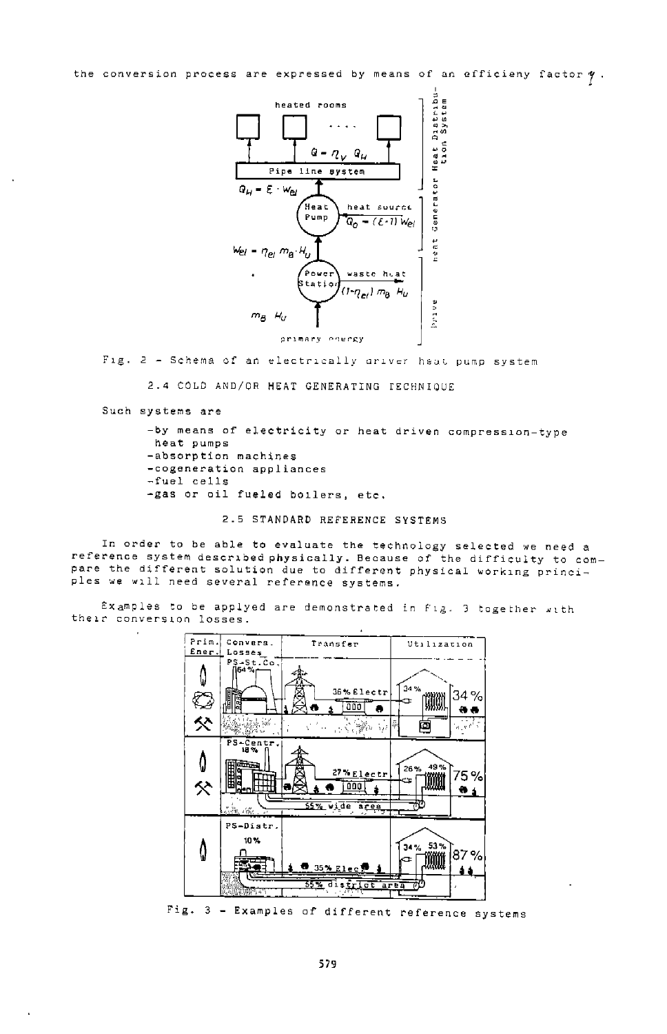the conversion process are expressed by means of an efficieny factor $\eta$.

Fig. 2 - Schema of an electrically driven heat pump system

### 2.4 COLD AND/OR HEAT GENERATING TECHNIQUE

Such systems are

- by means of electricity or heat driven compression-type heat pumps
- absorption machines
- cogeneration appliances
- fuel cells
- gas or oil fueled boilers, etc.

### 2.5 STANDARD REFERENCE SYSTEMS

In order to be able to evaluate the technology selected we need a reference system described physically. Because of the difficulty to compare the different solution due to different physical working principles we will need several reference systems.

Examples to be applyed are demonstrated in Fig. 3 together with their conversion losses.

Fig. 3 - Examples of different reference systems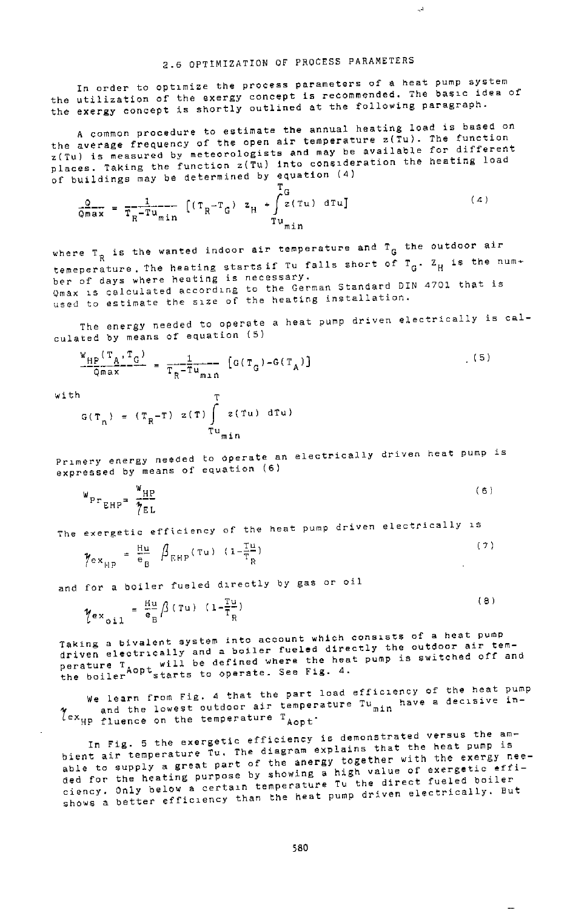## 2.6 OPTIMIZATION OF PROCESS PARAMETERS

In order to optimize the process parameters of a heat pump system the utilization of the exergy concept is recommended. The basic idea of the exergy concept is shortly outlined at the following paragraph.

A common procedure to estimate the annual heating load is based on the average frequency of the open air temperature z(Tu). The function z(Tu) is measured by meteorologists and may be available for different places. Taking the function z(Tu) into consideration the heating load of buildings may be determined by equation (4)

$$\frac{Q}{Q_{max}} = \frac{1}{T_R - Tu_{min}} \left[ (T_R - T_G)\; z_H + \int_{Tu_{min}}^{T_G} z(Tu)\; dTu \right] \tag{4}$$

where $T_R$ is the wanted indoor air temperature and $T_G$ the outdoor air temeperature. The heating starts if Tu falls short of $T_G$. $z_H$ is the number of days where heating is necessary.
Qmax is calculated according to the German Standard DIN 4701 that is used to estimate the size of the heating installation.

The energy needed to operate a heat pump driven electrically is calculated by means of equation (5)

$$\frac{W_{HP}(T_A, T_G)}{Q_{max}} = \frac{1}{T_R - Tu_{min}} \left[ G(T_G) - G(T_A) \right] \tag{5}$$

with

$$G(T_n) = (T_R - T)\; z(T) \int_{Tu_{min}}^{T} z(Tu)\; dTu$$

Primery energy needed to operate an electrically driven heat pump is expressed by means of equation (6)

$$W_{Pr_{EHP}} = \frac{W_{HP}}{\eta_{EL}} \tag{6}$$

The exergetic efficiency of the heat pump driven electrically is

$$\eta_{ex_{HP}} = \frac{Hu}{e_B}\; \beta_{EHP}(Tu)\; \left(1 - \frac{Tu}{T_R}\right) \tag{7}$$

and for a boiler fueled directly by gas or oil

$$\eta_{ex_{oil}} = \frac{Hu}{e_B}\; \beta(Tu)\; \left(1 - \frac{Tu}{T_R}\right) \tag{8}$$

Taking a bivalent system into account which consists of a heat pump driven electrically and a boiler fueled directly the outdoor air temperature $T_{Aopt}$ will be defined where the heat pump is switched off and the boiler starts to operate. See Fig. 4.

We learn from Fig. 4 that the part load efficiency of the heat pump $\eta_{ex_{HP}}$ and the lowest outdoor air temperature $Tu_{min}$ have a decisive influence on the temperature $T_{Aopt}$.

In Fig. 5 the exergetic efficiency is demonstrated versus the ambient air temperature Tu. The diagram explains that the heat pump is able to supply a great part of the anergy together with the exergy needed for the heating purpose by showing a high value of exergetic efficiency. Only below a certain temperature Tu the direct fueled boiler shows a better efficiency than the heat pump driven electrically. But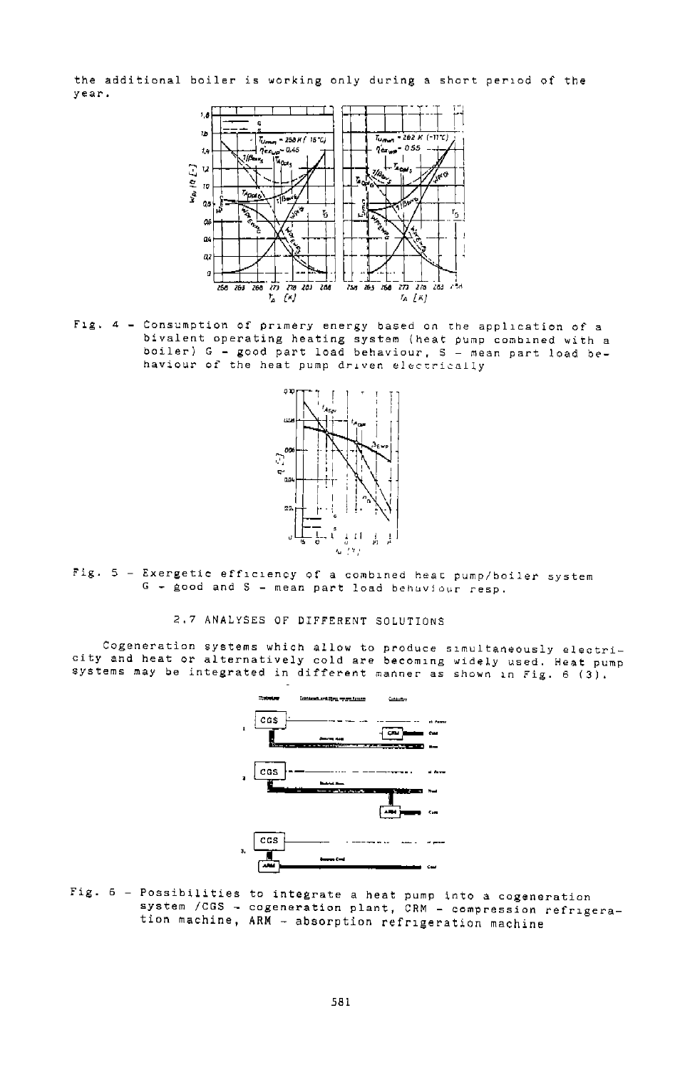the additional boiler is working only during a short period of the year.

Fig. 4 – Consumption of primery energy based on the application of a bivalent operating heating system (heat pump combined with a boiler) G – good part load behaviour, S – mean part load behaviour of the heat pump driven electrically

Fig. 5 – Exergetic efficiency of a combined heat pump/boiler system G – good and S – mean part load behaviour resp.

### 2.7 ANALYSES OF DIFFERENT SOLUTIONS

Cogeneration systems which allow to produce simultaneously electricity and heat or alternatively cold are becoming widely used. Heat pump systems may be integrated in different manner as shown in Fig. 6 (3).

Fig. 6 – Possibilities to integrate a heat pump into a cogeneration system /CGS – cogeneration plant, CRM – compression refrigeration machine, ARM – absorption refrigeration machine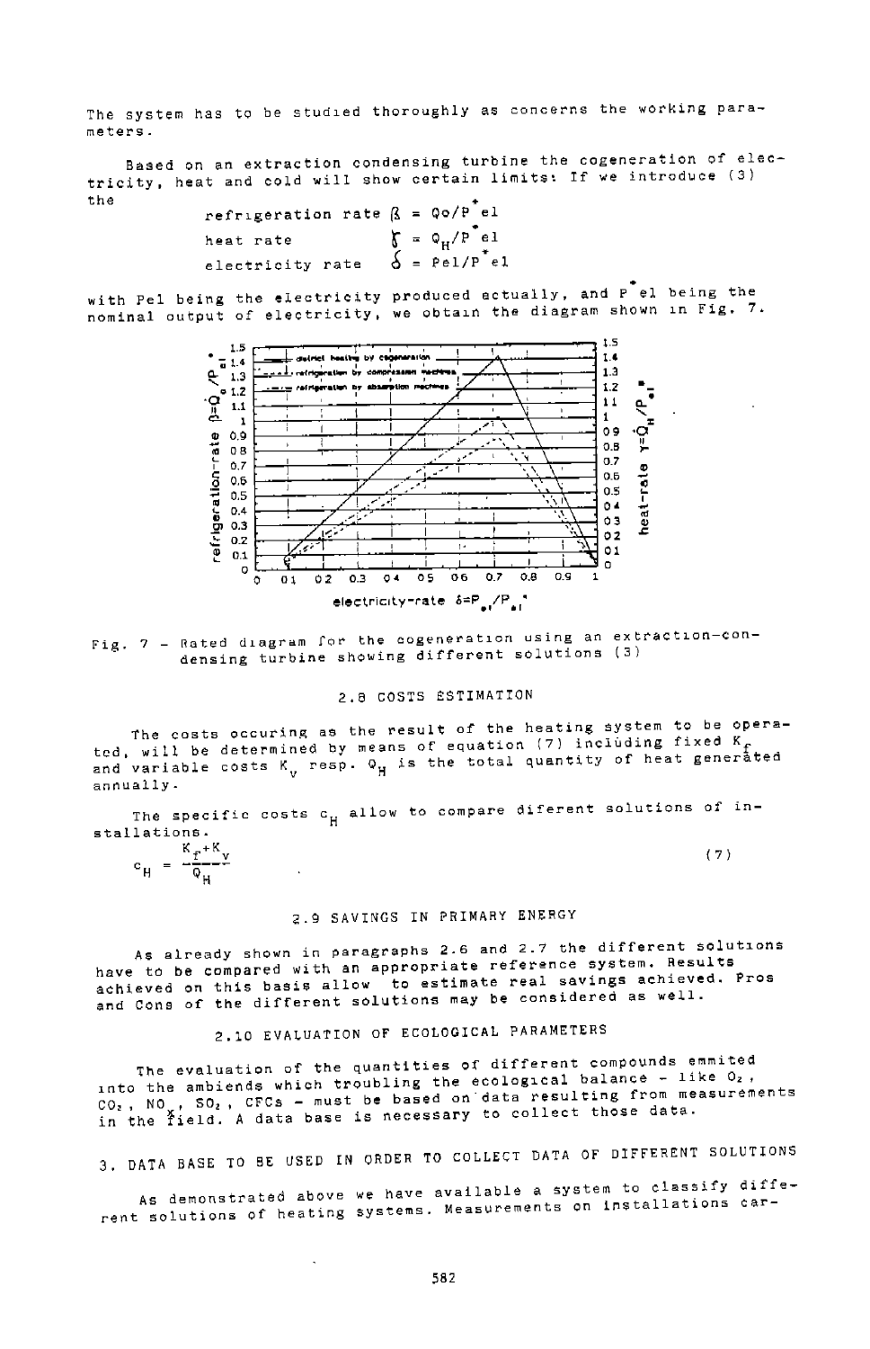The system has to be studied thoroughly as concerns the working parameters.

Based on an extraction condensing turbine the cogeneration of electricity, heat and cold will show certain limits: If we introduce (3) the

refrigeration rate $\beta = Q_o/P^*_{el}$

heat rate $\gamma = Q_H/P^*_{el}$

electricity rate $\delta = P_{el}/P^*_{el}$

with Pel being the electricity produced actually, and $P^*_{el}$ being the nominal output of electricity, we obtain the diagram shown in Fig. 7.

Fig. 7 - Rated diagram for the cogeneration using an extraction-condensing turbine showing different solutions (3)

## 2.8 COSTS ESTIMATION

The costs occuring as the result of the heating system to be operated, will be determined by means of equation (7) including fixed $K_f$ and variable costs $K_v$ resp. $Q_H$ is the total quantity of heat generated annually.

The specific costs $c_H$ allow to compare diferent solutions of installations.

$$c_H = \frac{K_f + K_v}{Q_H} \tag{7}$$

## 2.9 SAVINGS IN PRIMARY ENERGY

As already shown in paragraphs 2.6 and 2.7 the different solutions have to be compared with an appropriate reference system. Results achieved on this basis allow to estimate real savings achieved. Pros and Cons of the different solutions may be considered as well.

## 2.10 EVALUATION OF ECOLOGICAL PARAMETERS

The evaluation of the quantities of different compounds emmited into the ambiends which troubling the ecological balance - like $O_2$, $CO_2$, $NO_x$, $SO_2$, CFCs - must be based on data resulting from measurements in the field. A data base is necessary to collect those data.

# 3. DATA BASE TO BE USED IN ORDER TO COLLECT DATA OF DIFFERENT SOLUTIONS

As demonstrated above we have available a system to classify different solutions of heating systems. Measurements on installations car-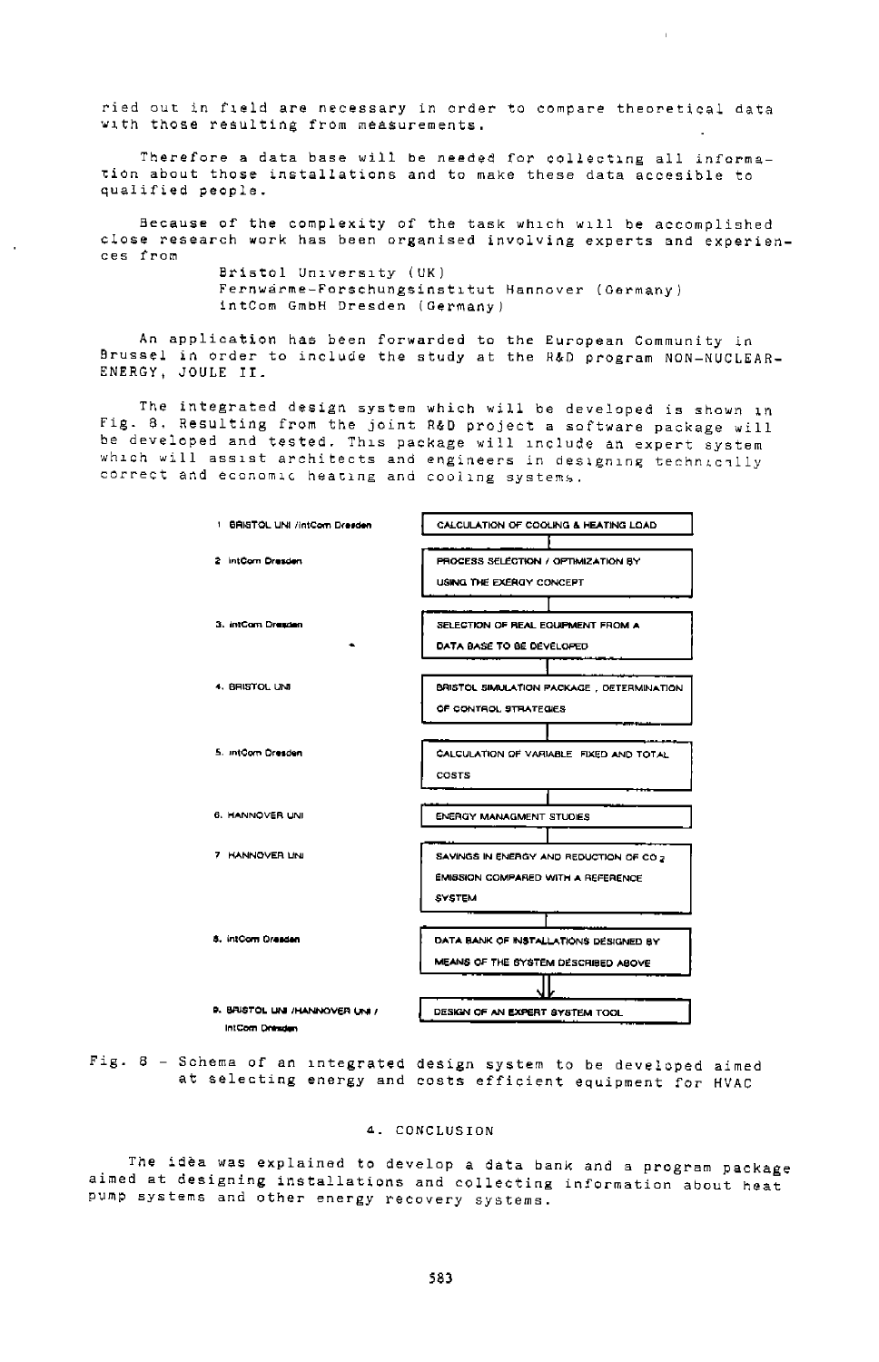ried out in field are necessary in order to compare theoretical data with those resulting from measurements.

Therefore a data base will be needed for collecting all information about those installations and to make these data accesible to qualified people.

Because of the complexity of the task which will be accomplished close research work has been organised involving experts and experiences from

Bristol University (UK)
Fernwärme-Forschungsinstitut Hannover (Germany)
intCom GmbH Dresden (Germany)

An application has been forwarded to the European Community in Brussel in order to include the study at the R&D program NON-NUCLEAR-ENERGY, JOULE II.

The integrated design system which will be developed is shown in Fig. 8. Resulting from the joint R&D project a software package will be developed and tested. This package will include an expert system which will assist architects and engineers in designing technically correct and economic heating and cooling systems.

| Partner | Step |
|---|---|
| 1 BRISTOL UNI /IntCom Dresden | CALCULATION OF COOLING & HEATING LOAD |
| 2 IntCom Dresden | PROCESS SELECTION / OPTIMIZATION BY USING THE EXERGY CONCEPT |
| 3. IntCom Dresden | SELECTION OF REAL EQUIPMENT FROM A DATA BASE TO BE DEVELOPED |
| 4. BRISTOL UNI | BRISTOL SIMULATION PACKAGE , DETERMINATION OF CONTROL STRATEGIES |
| 5. IntCom Dresden | CALCULATION OF VARIABLE FIXED AND TOTAL COSTS |
| 6. HANNOVER UNI | ENERGY MANAGMENT STUDIES |
| 7 HANNOVER UNI | SAVINGS IN ENERGY AND REDUCTION OF $CO_2$ EMISSION COMPARED WITH A REFERENCE SYSTEM |
| 8. IntCom Dresden | DATA BANK OF INSTALLATIONS DESIGNED BY MEANS OF THE SYSTEM DESCRIBED ABOVE |
| 9. BRISTOL UNI /HANNOVER UNI / IntCom Dresden | DESIGN OF AN EXPERT SYSTEM TOOL |

Fig. 8 – Schema of an integrated design system to be developed aimed at selecting energy and costs efficient equipment for HVAC

## 4. CONCLUSION

The idea was explained to develop a data bank and a program package aimed at designing installations and collecting information about heat pump systems and other energy recovery systems.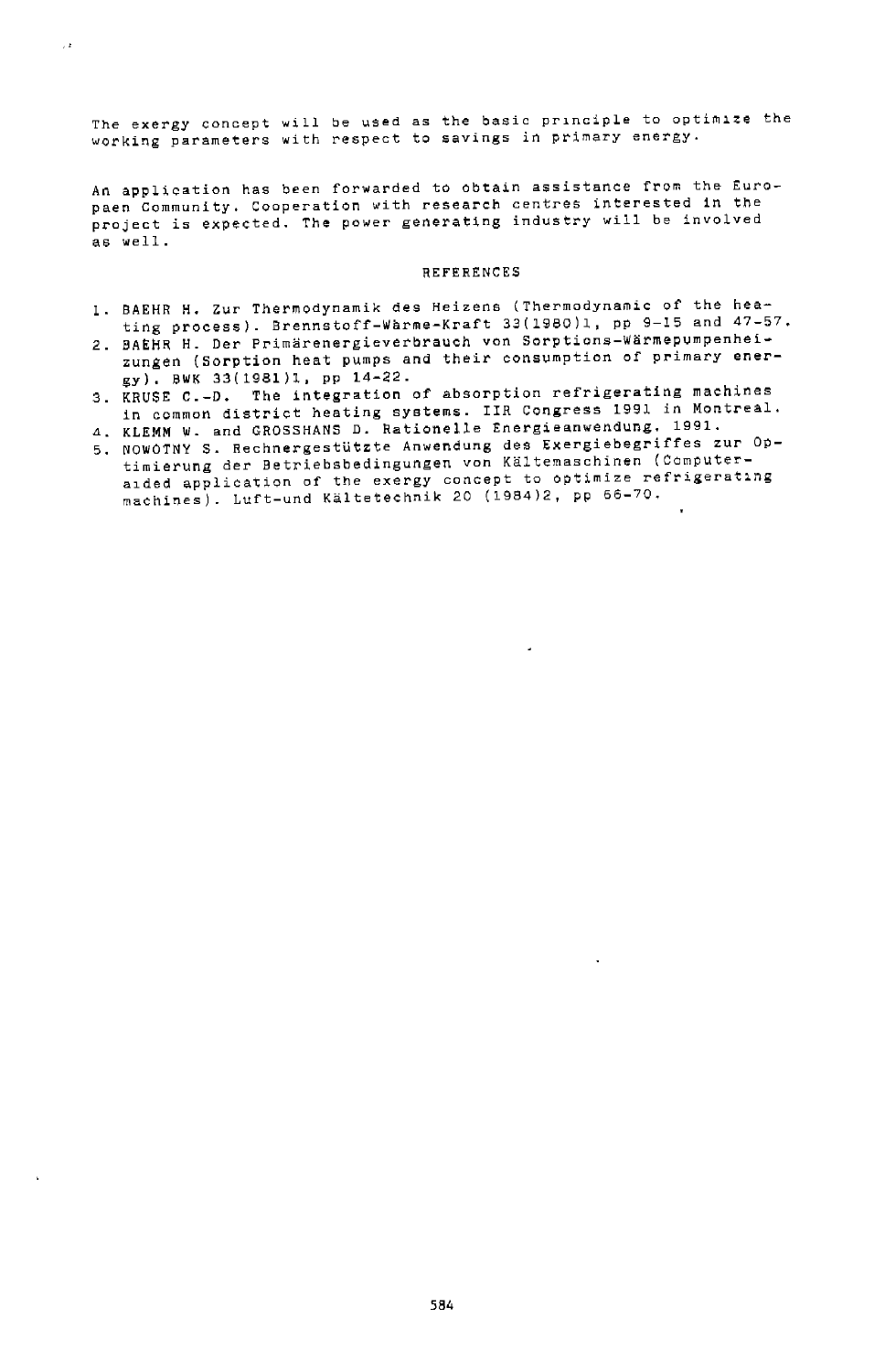The exergy concept will be used as the basic principle to optimize the working parameters with respect to savings in primary energy.

An application has been forwarded to obtain assistance from the Europaen Community. Cooperation with research centres interested in the project is expected. The power generating industry will be involved as well.

## REFERENCES

1. BAEHR H. Zur Thermodynamik des Heizens (Thermodynamic of the heating process). Brennstoff-Wärme-Kraft 32(1980)1, pp 9-15 and 47-57.
2. BAEHR H. Der Primärenergieverbrauch von Sorptions-Wärmepumpenheizungen (Sorption heat pumps and their consumption of primary energy). BWK 33(1981)1, pp 14-22.
3. KRUSE C.-D. The integration of absorption refrigerating machines in common district heating systems. IIR Congress 1991 in Montreal.
4. KLEMM W. and GROSSHANS D. Rationelle Energieanwendung. 1991.
5. NOWOTNY S. Rechnergestützte Anwendung des Exergiebegriffes zur Optimierung der Betriebsbedingungen von Kältemaschinen (Computer-aided application of the exergy concept to optimize refrigerating machines). Luft-und Kältetechnik 20 (1984)2, pp 66-70.